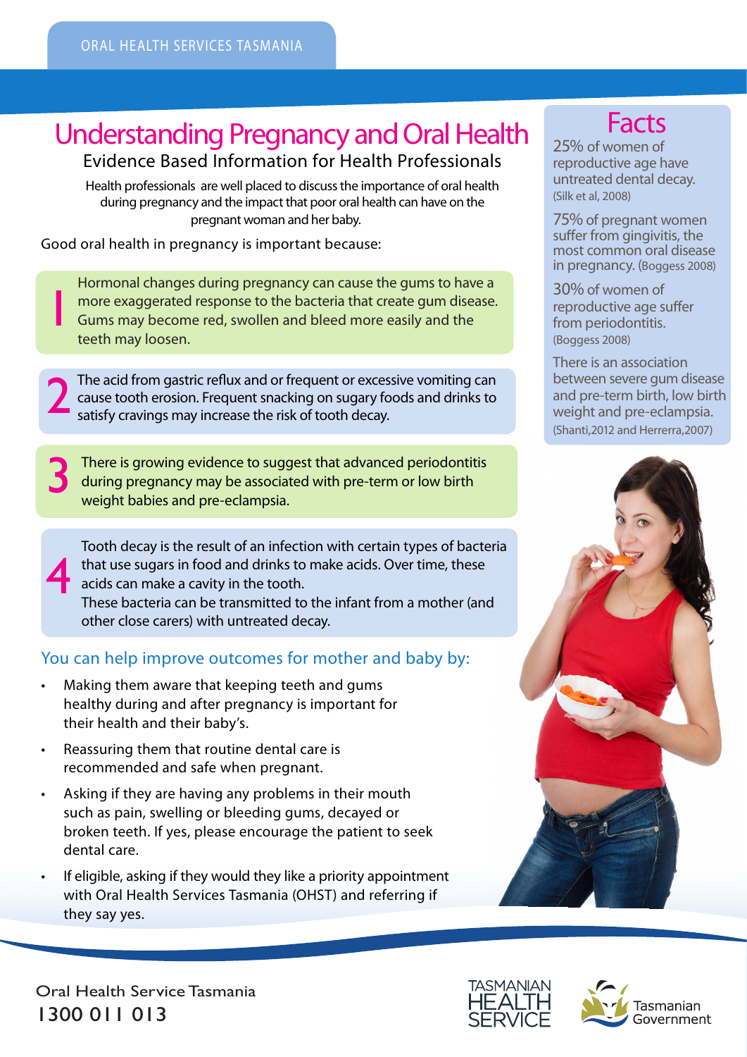ORAL HEALTH SERVICES TASMANIA

# Understanding Pregnancy and Oral Health

## Evidence Based Information for Health Professionals

Health professionals are well placed to discuss the importance of oral health during pregnancy and the impact that poor oral health can have on the pregnant woman and her baby.

Good oral health in pregnancy is important because:

1. Hormonal changes during pregnancy can cause the gums to have a more exaggerated response to the bacteria that create gum disease. Gums may become red, swollen and bleed more easily and the teeth may loosen.

2. The acid from gastric reflux and or frequent or excessive vomiting can cause tooth erosion. Frequent snacking on sugary foods and drinks to satisfy cravings may increase the risk of tooth decay.

3. There is growing evidence to suggest that advanced periodontitis during pregnancy may be associated with pre-term or low birth weight babies and pre-eclampsia.

4. Tooth decay is the result of an infection with certain types of bacteria that use sugars in food and drinks to make acids. Over time, these acids can make a cavity in the tooth.
   These bacteria can be transmitted to the infant from a mother (and other close carers) with untreated decay.

### You can help improve outcomes for mother and baby by:

- Making them aware that keeping teeth and gums healthy during and after pregnancy is important for their health and their baby's.
- Reassuring them that routine dental care is recommended and safe when pregnant.
- Asking if they are having any problems in their mouth such as pain, swelling or bleeding gums, decayed or broken teeth. If yes, please encourage the patient to seek dental care.
- If eligible, asking if they would they like a priority appointment with Oral Health Services Tasmania (OHST) and referring if they say yes.

## Facts

25% of women of reproductive age have untreated dental decay. (Silk et al, 2008)

75% of pregnant women suffer from gingivitis, the most common oral disease in pregnancy. (Boggess 2008)

30% of women of reproductive age suffer from periodontitis. (Boggess 2008)

There is an association between severe gum disease and pre-term birth, low birth weight and pre-eclampsia. (Shanti,2012 and Herrerra,2007)

Oral Health Service Tasmania
1300 011 013

TASMANIAN HEALTH SERVICE

Tasmanian Government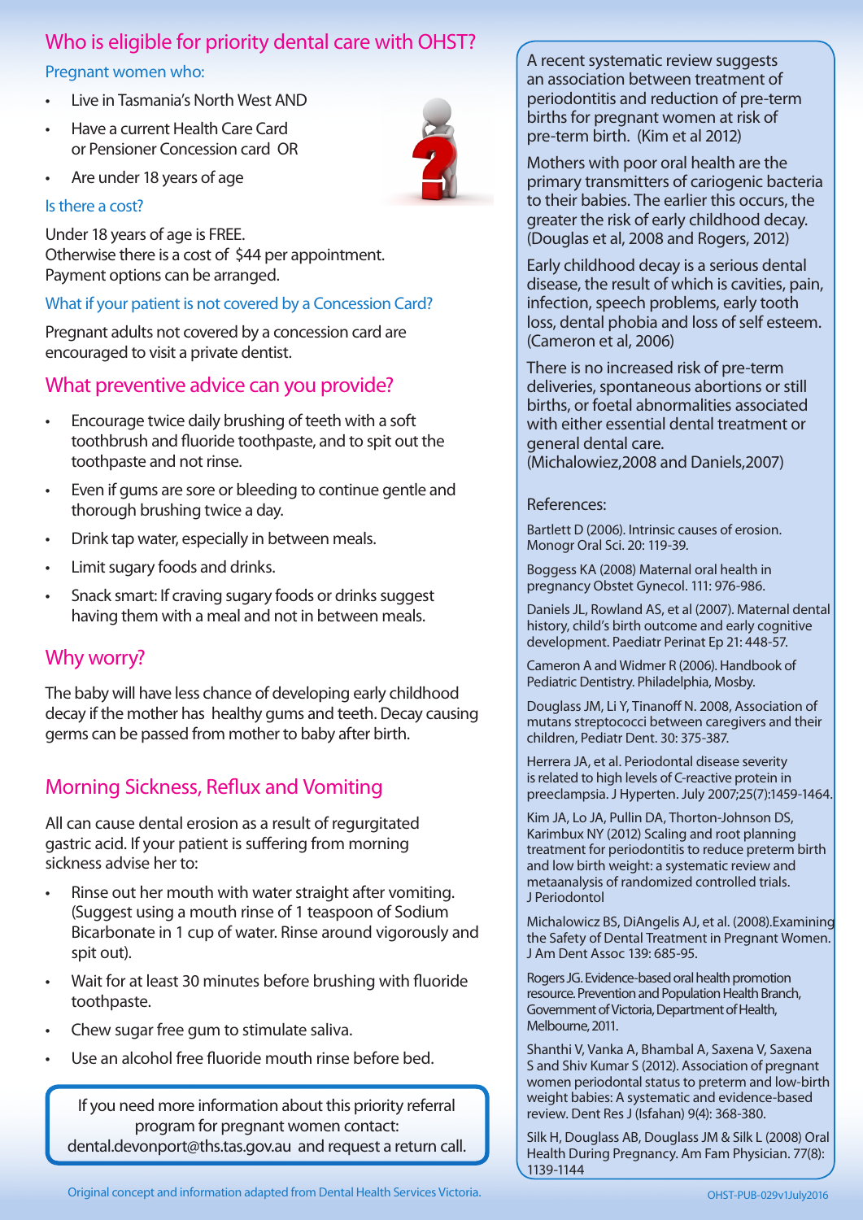## Who is eligible for priority dental care with OHST?

### Pregnant women who:

- Live in Tasmania's North West AND
- Have a current Health Care Card or Pensioner Concession card OR
- Are under 18 years of age

### Is there a cost?

Under 18 years of age is FREE.
Otherwise there is a cost of $44 per appointment.
Payment options can be arranged.

### What if your patient is not covered by a Concession Card?

Pregnant adults not covered by a concession card are encouraged to visit a private dentist.

## What preventive advice can you provide?

- Encourage twice daily brushing of teeth with a soft toothbrush and fluoride toothpaste, and to spit out the toothpaste and not rinse.
- Even if gums are sore or bleeding to continue gentle and thorough brushing twice a day.
- Drink tap water, especially in between meals.
- Limit sugary foods and drinks.
- Snack smart: If craving sugary foods or drinks suggest having them with a meal and not in between meals.

## Why worry?

The baby will have less chance of developing early childhood decay if the mother has healthy gums and teeth. Decay causing germs can be passed from mother to baby after birth.

## Morning Sickness, Reflux and Vomiting

All can cause dental erosion as a result of regurgitated gastric acid. If your patient is suffering from morning sickness advise her to:

- Rinse out her mouth with water straight after vomiting. (Suggest using a mouth rinse of 1 teaspoon of Sodium Bicarbonate in 1 cup of water. Rinse around vigorously and spit out).
- Wait for at least 30 minutes before brushing with fluoride toothpaste.
- Chew sugar free gum to stimulate saliva.
- Use an alcohol free fluoride mouth rinse before bed.

If you need more information about this priority referral program for pregnant women contact: dental.devonport@ths.tas.gov.au and request a return call.

A recent systematic review suggests an association between treatment of periodontitis and reduction of pre-term births for pregnant women at risk of pre-term birth. (Kim et al 2012)

Mothers with poor oral health are the primary transmitters of cariogenic bacteria to their babies. The earlier this occurs, the greater the risk of early childhood decay. (Douglas et al, 2008 and Rogers, 2012)

Early childhood decay is a serious dental disease, the result of which is cavities, pain, infection, speech problems, early tooth loss, dental phobia and loss of self esteem. (Cameron et al, 2006)

There is no increased risk of pre-term deliveries, spontaneous abortions or still births, or foetal abnormalities associated with either essential dental treatment or general dental care.
(Michalowiez,2008 and Daniels,2007)

References:

Bartlett D (2006). Intrinsic causes of erosion. Monogr Oral Sci. 20: 119-39.

Boggess KA (2008) Maternal oral health in pregnancy Obstet Gynecol. 111: 976-986.

Daniels JL, Rowland AS, et al (2007). Maternal dental history, child's birth outcome and early cognitive development. Paediatr Perinat Ep 21: 448-57.

Cameron A and Widmer R (2006). Handbook of Pediatric Dentistry. Philadelphia, Mosby.

Douglass JM, Li Y, Tinanoff N. 2008, Association of mutans streptococci between caregivers and their children, Pediatr Dent. 30: 375-387.

Herrera JA, et al. Periodontal disease severity is related to high levels of C-reactive protein in preeclampsia. J Hyperten. July 2007;25(7):1459-1464.

Kim JA, Lo JA, Pullin DA, Thorton-Johnson DS, Karimbux NY (2012) Scaling and root planning treatment for periodontitis to reduce preterm birth and low birth weight: a systematic review and metaanalysis of randomized controlled trials. J Periodontol

Michalowicz BS, DiAngelis AJ, et al. (2008).Examining the Safety of Dental Treatment in Pregnant Women. J Am Dent Assoc 139: 685-95.

Rogers JG. Evidence-based oral health promotion resource. Prevention and Population Health Branch, Government of Victoria, Department of Health, Melbourne, 2011.

Shanthi V, Vanka A, Bhambal A, Saxena V, Saxena S and Shiv Kumar S (2012). Association of pregnant women periodontal status to preterm and low-birth weight babies: A systematic and evidence-based review. Dent Res J (Isfahan) 9(4): 368-380.

Silk H, Douglass AB, Douglass JM & Silk L (2008) Oral Health During Pregnancy. Am Fam Physician. 77(8): 1139-1144

Original concept and information adapted from Dental Health Services Victoria.

OHST-PUB-029v1July2016